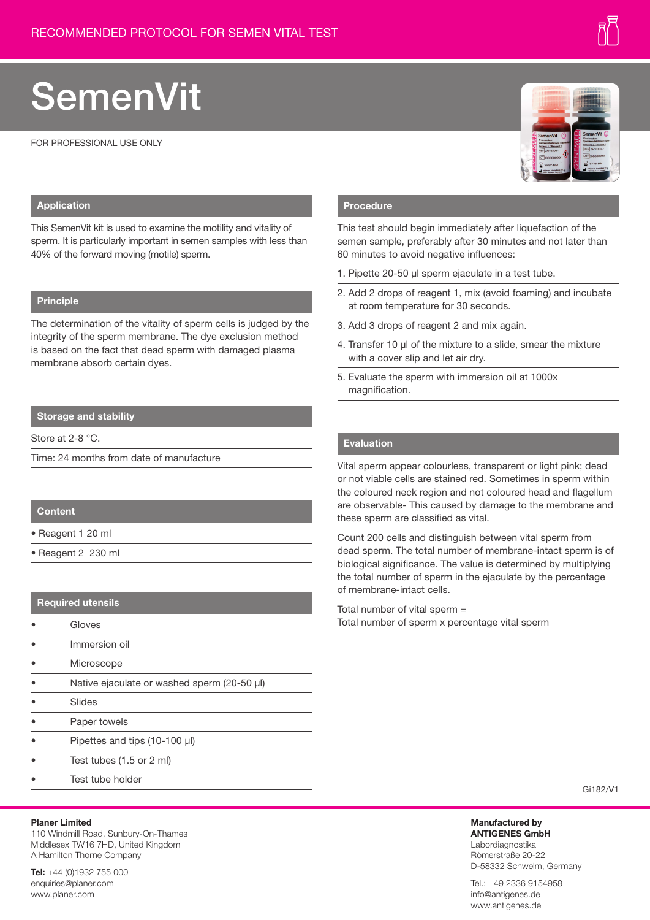RECOMMENDED PROTOCOL FOR SEMEN VITAL TEST

# SemenVit

FOR PROFESSIONAL USE ONLY

## Application

This SemenVit kit is used to examine the motility and vitality of sperm. It is particularly important in semen samples with less than 40% of the forward moving (motile) sperm.

## Principle

The determination of the vitality of sperm cells is judged by the integrity of the sperm membrane. The dye exclusion method is based on the fact that dead sperm with damaged plasma membrane absorb certain dyes.

## Storage and stability

Store at 2-8 °C.

Time: 24 months from date of manufacture

## Content

- Reagent 1 20 ml
- Reagent 2 230 ml

## Required utensils

- Gloves
- Immersion oil
- Microscope
- Native ejaculate or washed sperm (20-50 µl)
- Slides
- Paper towels
- Pipettes and tips (10-100 µl)
- Test tubes (1.5 or 2 ml)
- Test tube holder

## Procedure

This test should begin immediately after liquefaction of the semen sample, preferably after 30 minutes and not later than 60 minutes to avoid negative influences:

1. Pipette 20-50 µl sperm ejaculate in a test tube.
2. Add 2 drops of reagent 1, mix (avoid foaming) and incubate at room temperature for 30 seconds.
3. Add 3 drops of reagent 2 and mix again.
4. Transfer 10 µl of the mixture to a slide, smear the mixture with a cover slip and let air dry.
5. Evaluate the sperm with immersion oil at 1000x magnification.

## Evaluation

Vital sperm appear colourless, transparent or light pink; dead or not viable cells are stained red. Sometimes in sperm within the coloured neck region and not coloured head and flagellum are observable- This caused by damage to the membrane and these sperm are classified as vital.

Count 200 cells and distinguish between vital sperm from dead sperm. The total number of membrane-intact sperm is of biological significance. The value is determined by multiplying the total number of sperm in the ejaculate by the percentage of membrane-intact cells.

Total number of vital sperm =
Total number of sperm x percentage vital sperm

Gi182/V1

**Planer Limited**
110 Windmill Road, Sunbury-On-Thames
Middlesex TW16 7HD, United Kingdom
A Hamilton Thorne Company

**Tel:** +44 (0)1932 755 000
enquiries@planer.com
www.planer.com

**Manufactured by**
**ANTIGENES GmbH**
Labordiagnostika
Römerstraße 20-22
D-58332 Schwelm, Germany

Tel.: +49 2336 9154958
info@antigenes.de
www.antigenes.de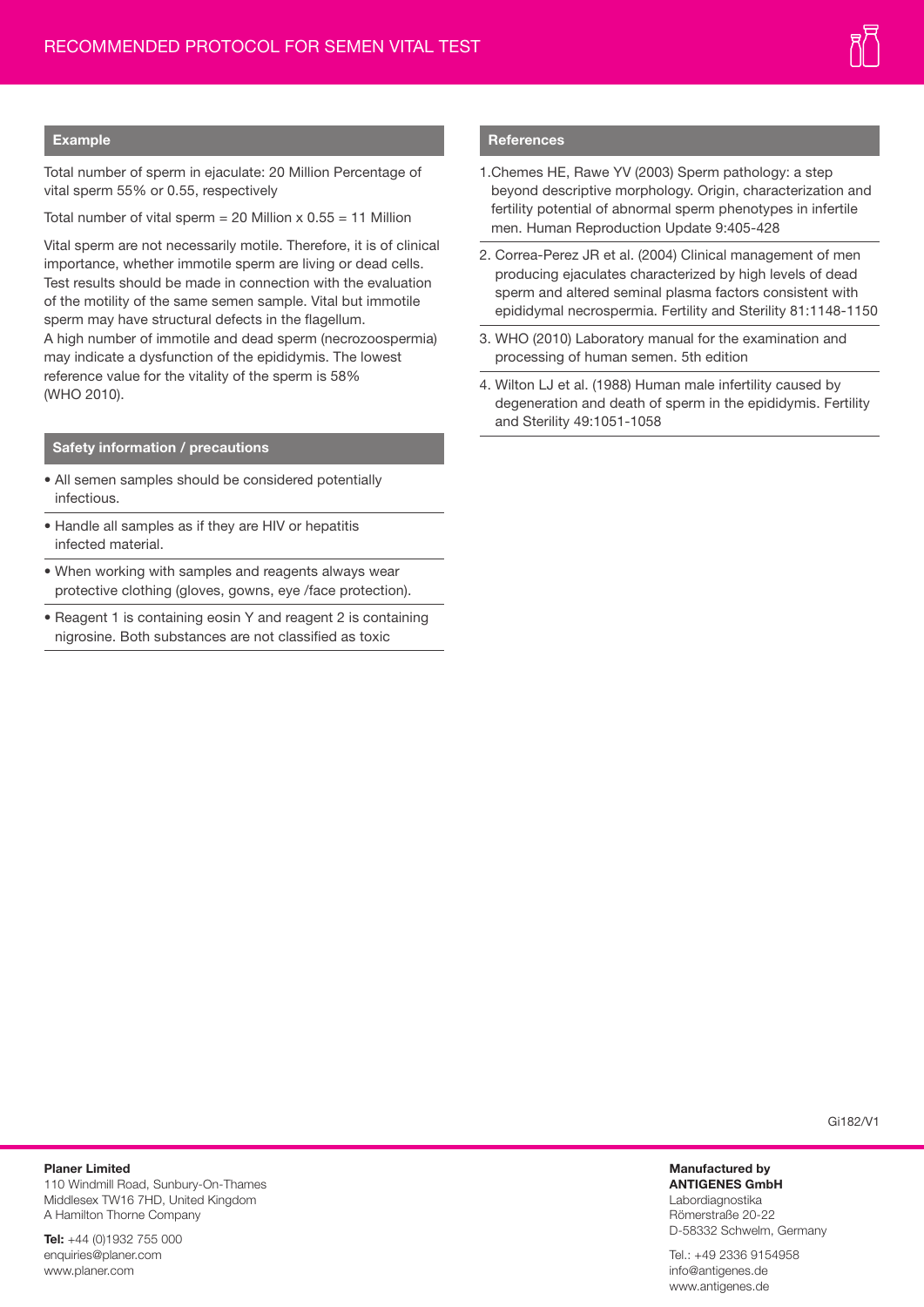## Example

Total number of sperm in ejaculate: 20 Million Percentage of vital sperm 55% or 0.55, respectively

Total number of vital sperm = 20 Million x 0.55 = 11 Million

Vital sperm are not necessarily motile. Therefore, it is of clinical importance, whether immotile sperm are living or dead cells. Test results should be made in connection with the evaluation of the motility of the same semen sample. Vital but immotile sperm may have structural defects in the flagellum.
A high number of immotile and dead sperm (necrozoospermia) may indicate a dysfunction of the epididymis. The lowest reference value for the vitality of the sperm is 58% (WHO 2010).

## Safety information / precautions

- All semen samples should be considered potentially infectious.
- Handle all samples as if they are HIV or hepatitis infected material.
- When working with samples and reagents always wear protective clothing (gloves, gowns, eye /face protection).
- Reagent 1 is containing eosin Y and reagent 2 is containing nigrosine. Both substances are not classified as toxic

## References

1. Chemes HE, Rawe YV (2003) Sperm pathology: a step beyond descriptive morphology. Origin, characterization and fertility potential of abnormal sperm phenotypes in infertile men. Human Reproduction Update 9:405-428
2. Correa-Perez JR et al. (2004) Clinical management of men producing ejaculates characterized by high levels of dead sperm and altered seminal plasma factors consistent with epididymal necrospermia. Fertility and Sterility 81:1148-1150
3. WHO (2010) Laboratory manual for the examination and processing of human semen. 5th edition
4. Wilton LJ et al. (1988) Human male infertility caused by degeneration and death of sperm in the epididymis. Fertility and Sterility 49:1051-1058

Gi182/V1

**Planer Limited**
110 Windmill Road, Sunbury-On-Thames
Middlesex TW16 7HD, United Kingdom
A Hamilton Thorne Company

**Tel:** +44 (0)1932 755 000
enquiries@planer.com
www.planer.com

**Manufactured by**
**ANTIGENES GmbH**
Labordiagnostika
Römerstraße 20-22
D-58332 Schwelm, Germany

Tel.: +49 2336 9154958
info@antigenes.de
www.antigenes.de